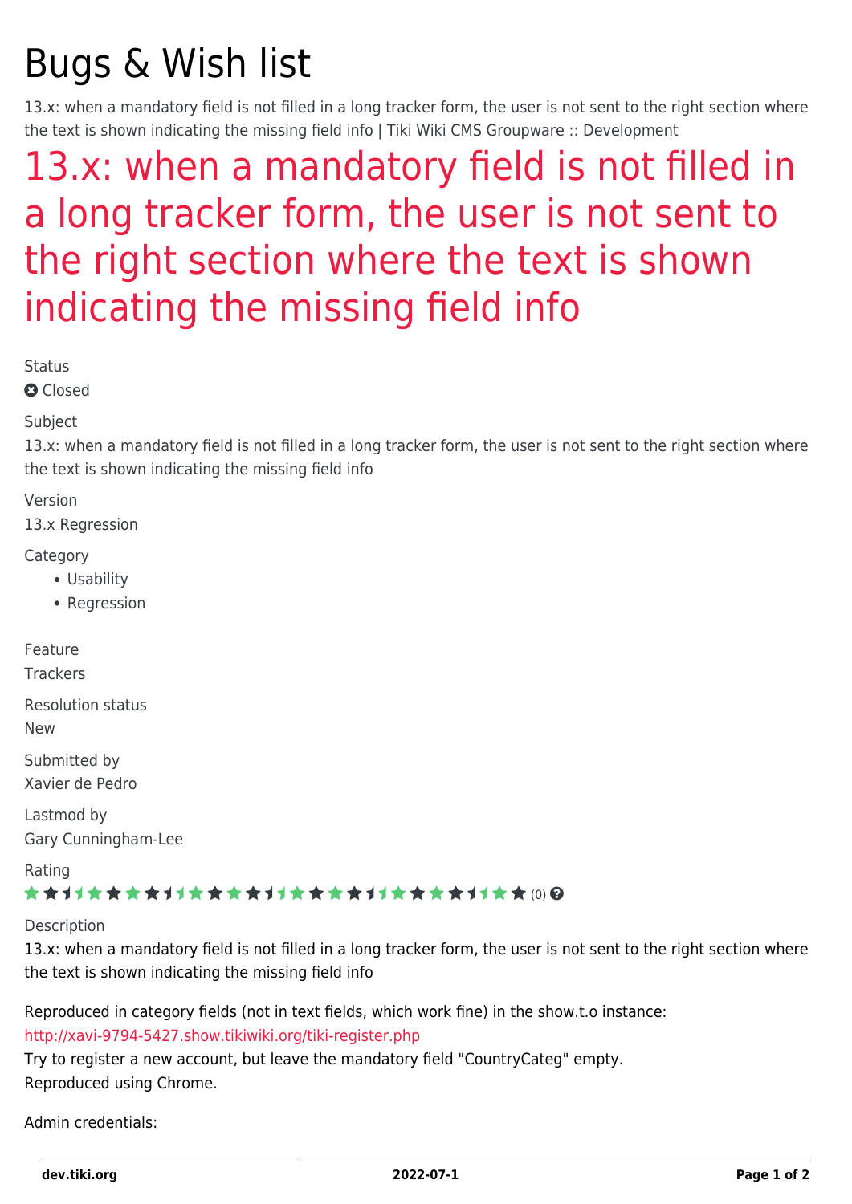# Bugs & Wish list

13.x: when a mandatory field is not filled in a long tracker form, the user is not sent to the right section where the text is shown indicating the missing field info | Tiki Wiki CMS Groupware :: Development

## 13.x: when a mandatory field is not filled in a long tracker form, the user is not sent to the right section where the text is shown indicating the missing field info

Status

Closed

Subject

13.x: when a mandatory field is not filled in a long tracker form, the user is not sent to the right section where the text is shown indicating the missing field info

Version

13.x Regression

Category

- Usability
- Regression

Feature

Trackers

Resolution status

New

Submitted by

Xavier de Pedro

Lastmod by

Gary Cunningham-Lee

Rating

(0)

Description

13.x: when a mandatory field is not filled in a long tracker form, the user is not sent to the right section where the text is shown indicating the missing field info

Reproduced in category fields (not in text fields, which work fine) in the show.t.o instance:
http://xavi-9794-5427.show.tikiwiki.org/tiki-register.php
Try to register a new account, but leave the mandatory field "CountryCateg" empty.
Reproduced using Chrome.

Admin credentials: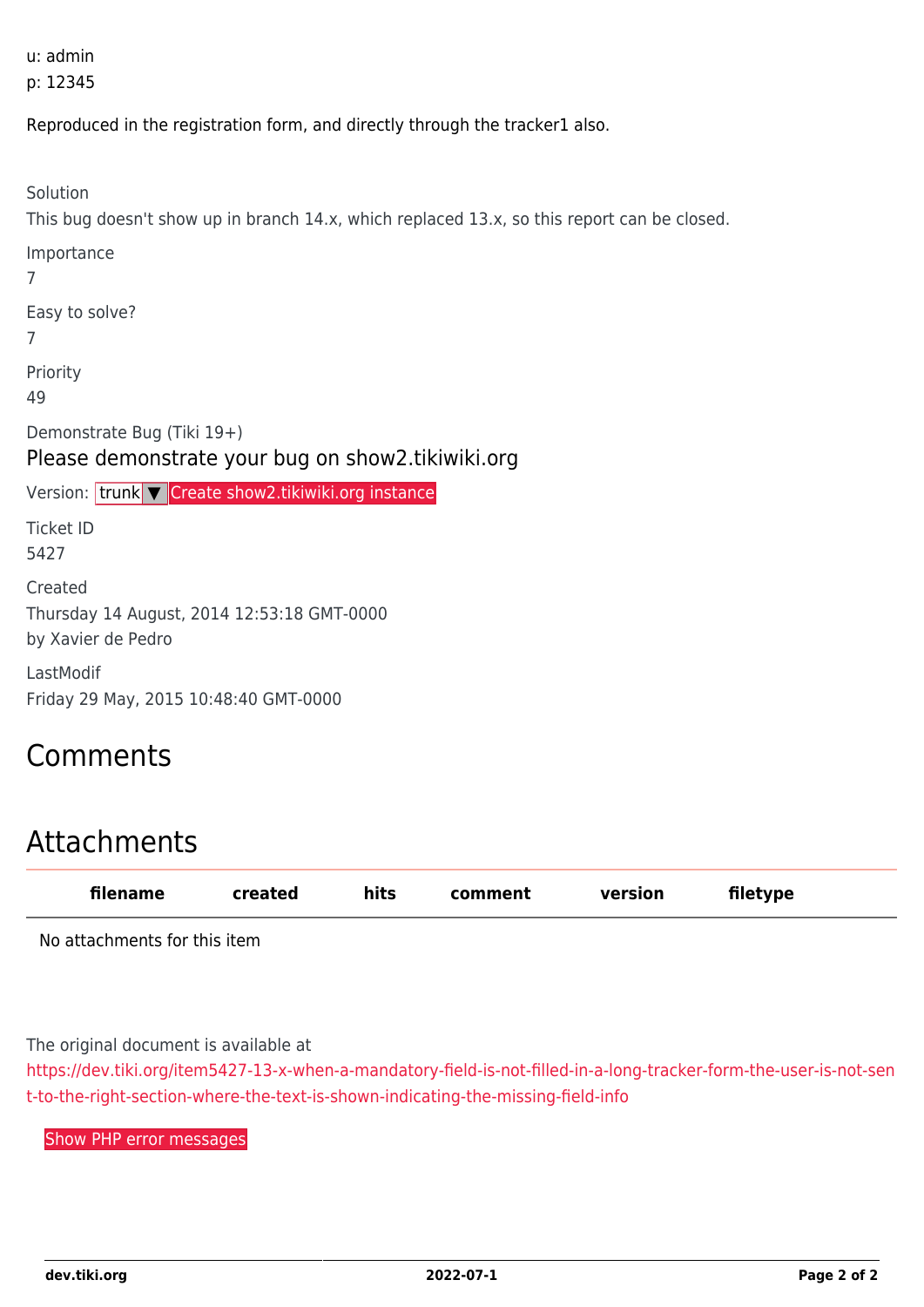u: admin
p: 12345

Reproduced in the registration form, and directly through the tracker1 also.

Solution
This bug doesn't show up in branch 14.x, which replaced 13.x, so this report can be closed.

Importance
7

Easy to solve?
7

Priority
49

Demonstrate Bug (Tiki 19+)

### Please demonstrate your bug on show2.tikiwiki.org

Version: trunk ▼ Create show2.tikiwiki.org instance

Ticket ID
5427

Created
Thursday 14 August, 2014 12:53:18 GMT-0000
by Xavier de Pedro

LastModif
Friday 29 May, 2015 10:48:40 GMT-0000

## Comments

## Attachments

| filename | created | hits | comment | version | filetype |
| --- | --- | --- | --- | --- | --- |
| No attachments for this item | | | | | |

The original document is available at
https://dev.tiki.org/item5427-13-x-when-a-mandatory-field-is-not-filled-in-a-long-tracker-form-the-user-is-not-sent-to-the-right-section-where-the-text-is-shown-indicating-the-missing-field-info

Show PHP error messages